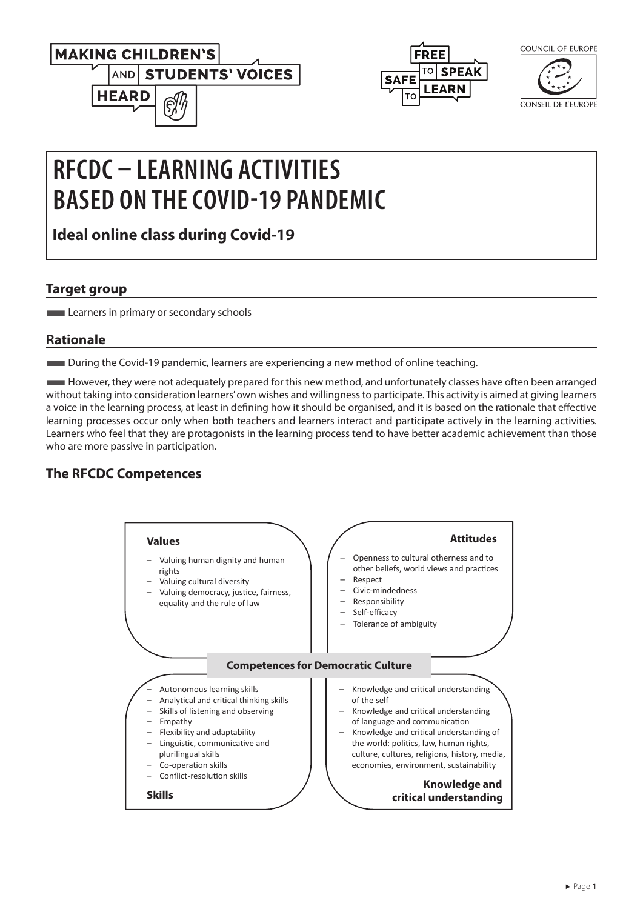# RFCDC – LEARNING ACTIVITIES BASED ON THE COVID-19 PANDEMIC

**Ideal online class during Covid-19**

## Target group

- Learners in primary or secondary schools

## Rationale

- During the Covid-19 pandemic, learners are experiencing a new method of online teaching.

- However, they were not adequately prepared for this new method, and unfortunately classes have often been arranged without taking into consideration learners' own wishes and willingness to participate. This activity is aimed at giving learners a voice in the learning process, at least in defining how it should be organised, and it is based on the rationale that effective learning processes occur only when both teachers and learners interact and participate actively in the learning activities. Learners who feel that they are protagonists in the learning process tend to have better academic achievement than those who are more passive in participation.

## The RFCDC Competences

**Competences for Democratic Culture**

**Values**

- Valuing human dignity and human rights
- Valuing cultural diversity
- Valuing democracy, justice, fairness, equality and the rule of law

**Attitudes**

- Openness to cultural otherness and to other beliefs, world views and practices
- Respect
- Civic-mindedness
- Responsibility
- Self-efficacy
- Tolerance of ambiguity

**Skills**

- Autonomous learning skills
- Analytical and critical thinking skills
- Skills of listening and observing
- Empathy
- Flexibility and adaptability
- Linguistic, communicative and plurilingual skills
- Co-operation skills
- Conflict-resolution skills

**Knowledge and critical understanding**

- Knowledge and critical understanding of the self
- Knowledge and critical understanding of language and communication
- Knowledge and critical understanding of the world: politics, law, human rights, culture, cultures, religions, history, media, economies, environment, sustainability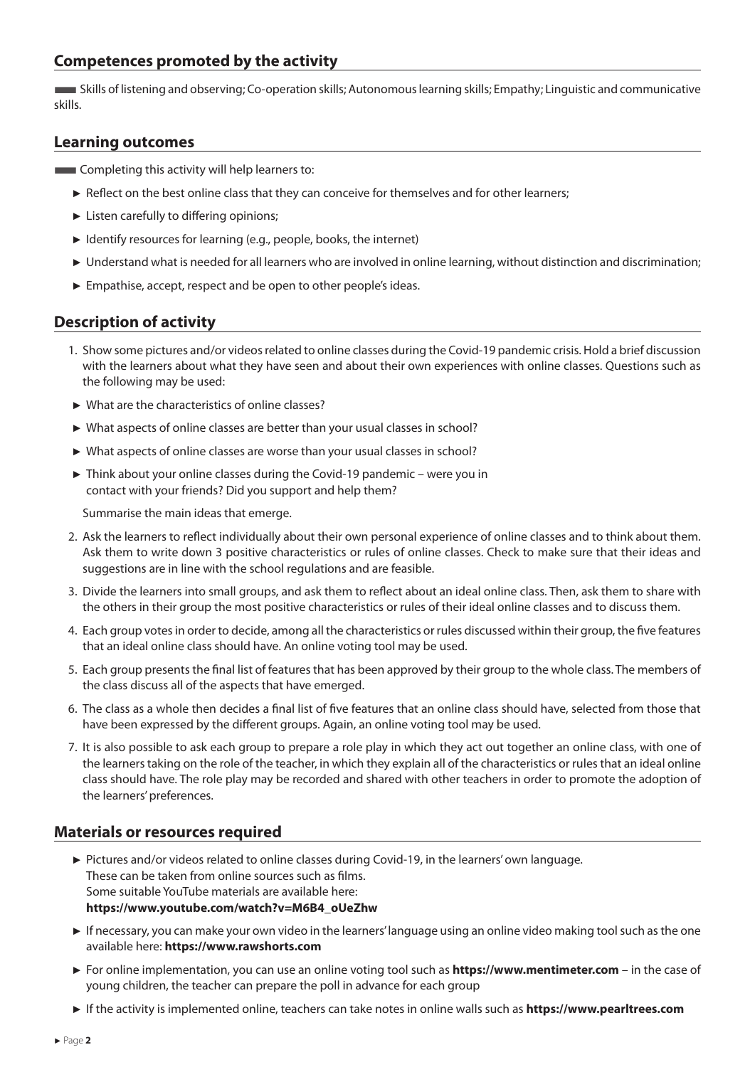## Competences promoted by the activity

Skills of listening and observing; Co-operation skills; Autonomous learning skills; Empathy; Linguistic and communicative skills.

## Learning outcomes

Completing this activity will help learners to:

- Reflect on the best online class that they can conceive for themselves and for other learners;
- Listen carefully to differing opinions;
- Identify resources for learning (e.g., people, books, the internet)
- Understand what is needed for all learners who are involved in online learning, without distinction and discrimination;
- Empathise, accept, respect and be open to other people's ideas.

## Description of activity

1. Show some pictures and/or videos related to online classes during the Covid-19 pandemic crisis. Hold a brief discussion with the learners about what they have seen and about their own experiences with online classes. Questions such as the following may be used:
   - What are the characteristics of online classes?
   - What aspects of online classes are better than your usual classes in school?
   - What aspects of online classes are worse than your usual classes in school?
   - Think about your online classes during the Covid-19 pandemic – were you in contact with your friends? Did you support and help them?

   Summarise the main ideas that emerge.
2. Ask the learners to reflect individually about their own personal experience of online classes and to think about them. Ask them to write down 3 positive characteristics or rules of online classes. Check to make sure that their ideas and suggestions are in line with the school regulations and are feasible.
3. Divide the learners into small groups, and ask them to reflect about an ideal online class. Then, ask them to share with the others in their group the most positive characteristics or rules of their ideal online classes and to discuss them.
4. Each group votes in order to decide, among all the characteristics or rules discussed within their group, the five features that an ideal online class should have. An online voting tool may be used.
5. Each group presents the final list of features that has been approved by their group to the whole class. The members of the class discuss all of the aspects that have emerged.
6. The class as a whole then decides a final list of five features that an online class should have, selected from those that have been expressed by the different groups. Again, an online voting tool may be used.
7. It is also possible to ask each group to prepare a role play in which they act out together an online class, with one of the learners taking on the role of the teacher, in which they explain all of the characteristics or rules that an ideal online class should have. The role play may be recorded and shared with other teachers in order to promote the adoption of the learners' preferences.

## Materials or resources required

- Pictures and/or videos related to online classes during Covid-19, in the learners' own language. These can be taken from online sources such as films. Some suitable YouTube materials are available here: **https://www.youtube.com/watch?v=M6B4_oUeZhw**
- If necessary, you can make your own video in the learners' language using an online video making tool such as the one available here: **https://www.rawshorts.com**
- For online implementation, you can use an online voting tool such as **https://www.mentimeter.com** – in the case of young children, the teacher can prepare the poll in advance for each group
- If the activity is implemented online, teachers can take notes in online walls such as **https://www.pearltrees.com**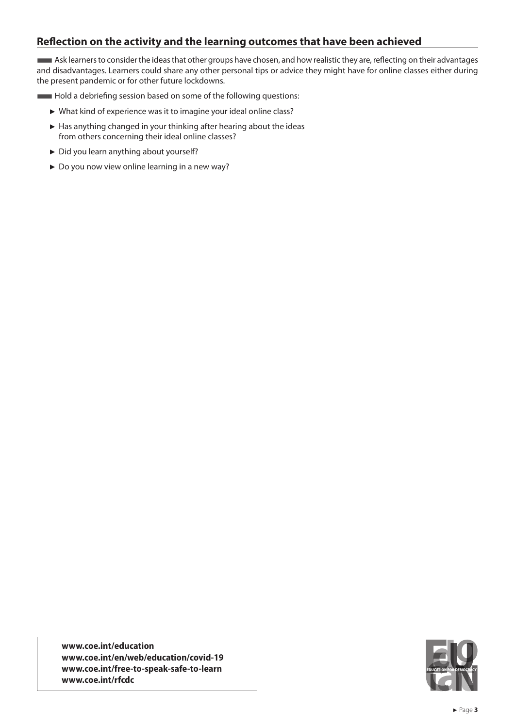## Reflection on the activity and the learning outcomes that have been achieved

Ask learners to consider the ideas that other groups have chosen, and how realistic they are, reflecting on their advantages and disadvantages. Learners could share any other personal tips or advice they might have for online classes either during the present pandemic or for other future lockdowns.

Hold a debriefing session based on some of the following questions:

- What kind of experience was it to imagine your ideal online class?
- Has anything changed in your thinking after hearing about the ideas from others concerning their ideal online classes?
- Did you learn anything about yourself?
- Do you now view online learning in a new way?

**www.coe.int/education**
**www.coe.int/en/web/education/covid-19**
**www.coe.int/free-to-speak-safe-to-learn**
**www.coe.int/rfcdc**

EDUCATION FOR DEMOCRACY